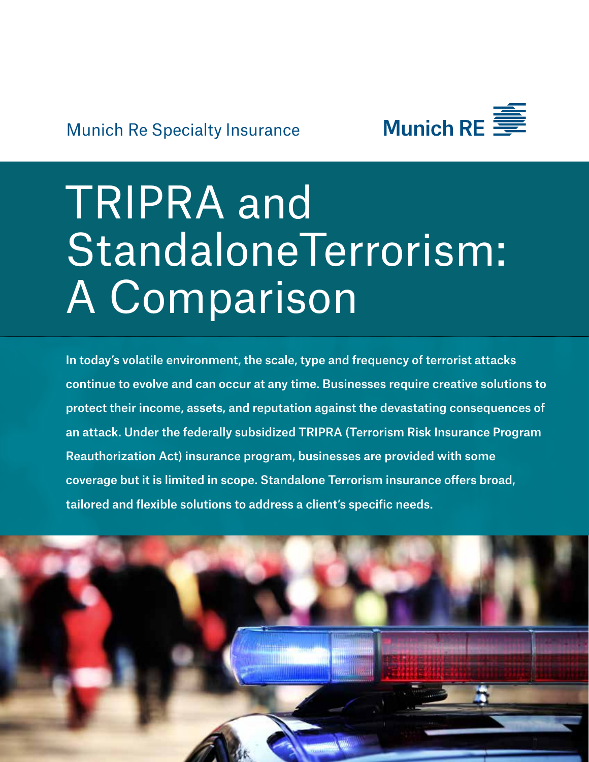Munich Re Specialty Insurance

# TRIPRA and StandaloneTerrorism: A Comparison

**In today's volatile environment, the scale, type and frequency of terrorist attacks continue to evolve and can occur at any time. Businesses require creative solutions to protect their income, assets, and reputation against the devastating consequences of an attack. Under the federally subsidized TRIPRA (Terrorism Risk Insurance Program Reauthorization Act) insurance program, businesses are provided with some coverage but it is limited in scope. Standalone Terrorism insurance offers broad, tailored and flexible solutions to address a client's specific needs.**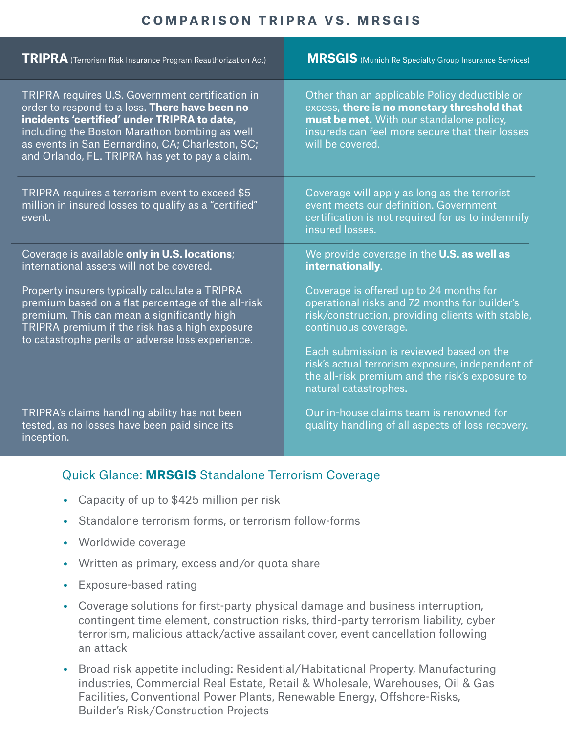# COMPARISON TRIPRA VS. MRSGIS

| **TRIPRA** (Terrorism Risk Insurance Program Reauthorization Act) | **MRSGIS** (Munich Re Specialty Group Insurance Services) |
|---|---|
| TRIPRA requires U.S. Government certification in order to respond to a loss. **There have been no incidents 'certified' under TRIPRA to date,** including the Boston Marathon bombing as well as events in San Bernardino, CA; Charleston, SC; and Orlando, FL. TRIPRA has yet to pay a claim. | Other than an applicable Policy deductible or excess, **there is no monetary threshold that must be met.** With our standalone policy, insureds can feel more secure that their losses will be covered. |
| TRIPRA requires a terrorism event to exceed $5 million in insured losses to qualify as a "certified" event. | Coverage will apply as long as the terrorist event meets our definition. Government certification is not required for us to indemnify insured losses. |
| Coverage is available **only in U.S. locations**; international assets will not be covered. | We provide coverage in the **U.S. as well as internationally**. |
| | Coverage is offered up to 24 months for operational risks and 72 months for builder's risk/construction, providing clients with stable, continuous coverage. |
| Property insurers typically calculate a TRIPRA premium based on a flat percentage of the all-risk premium. This can mean a significantly high TRIPRA premium if the risk has a high exposure to catastrophe perils or adverse loss experience. | Each submission is reviewed based on the risk's actual terrorism exposure, independent of the all-risk premium and the risk's exposure to natural catastrophes. |
| TRIPRA's claims handling ability has not been tested, as no losses have been paid since its inception. | Our in-house claims team is renowned for quality handling of all aspects of loss recovery. |

## Quick Glance: **MRSGIS** Standalone Terrorism Coverage

- Capacity of up to $425 million per risk
- Standalone terrorism forms, or terrorism follow-forms
- Worldwide coverage
- Written as primary, excess and/or quota share
- Exposure-based rating
- Coverage solutions for first-party physical damage and business interruption, contingent time element, construction risks, third-party terrorism liability, cyber terrorism, malicious attack/active assailant cover, event cancellation following an attack
- Broad risk appetite including: Residential/Habitational Property, Manufacturing industries, Commercial Real Estate, Retail & Wholesale, Warehouses, Oil & Gas Facilities, Conventional Power Plants, Renewable Energy, Offshore-Risks, Builder's Risk/Construction Projects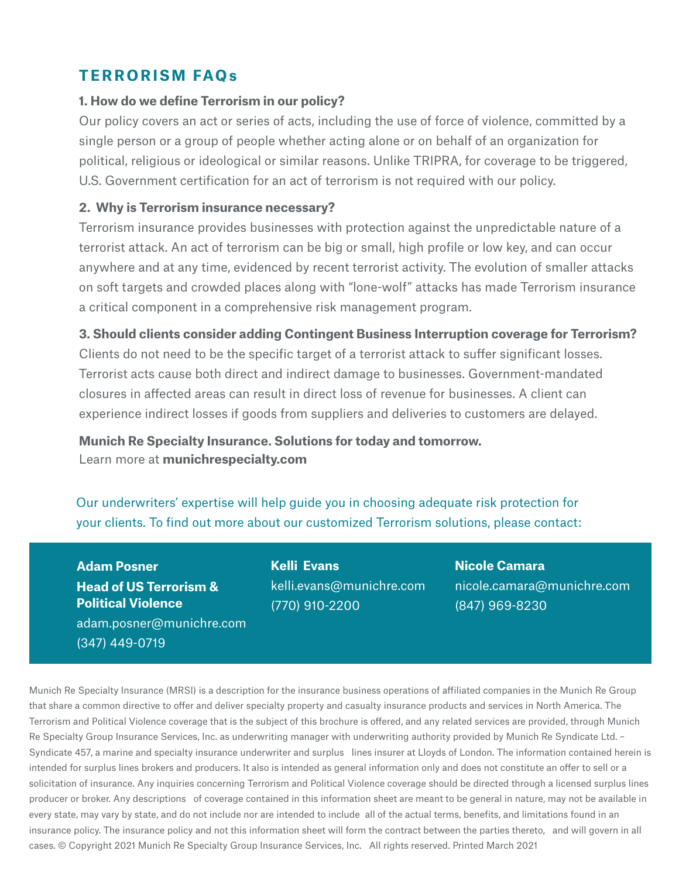## TERRORISM FAQs

**1. How do we define Terrorism in our policy?**

Our policy covers an act or series of acts, including the use of force of violence, committed by a single person or a group of people whether acting alone or on behalf of an organization for political, religious or ideological or similar reasons. Unlike TRIPRA, for coverage to be triggered, U.S. Government certification for an act of terrorism is not required with our policy.

**2. Why is Terrorism insurance necessary?**

Terrorism insurance provides businesses with protection against the unpredictable nature of a terrorist attack. An act of terrorism can be big or small, high profile or low key, and can occur anywhere and at any time, evidenced by recent terrorist activity. The evolution of smaller attacks on soft targets and crowded places along with "lone-wolf" attacks has made Terrorism insurance a critical component in a comprehensive risk management program.

**3. Should clients consider adding Contingent Business Interruption coverage for Terrorism?**

Clients do not need to be the specific target of a terrorist attack to suffer significant losses. Terrorist acts cause both direct and indirect damage to businesses. Government-mandated closures in affected areas can result in direct loss of revenue for businesses. A client can experience indirect losses if goods from suppliers and deliveries to customers are delayed.

**Munich Re Specialty Insurance. Solutions for today and tomorrow.**
Learn more at **munichrespecialty.com**

Our underwriters' expertise will help guide you in choosing adequate risk protection for your clients. To find out more about our customized Terrorism solutions, please contact:

**Adam Posner**
**Head of US Terrorism & Political Violence**
adam.posner@munichre.com
(347) 449-0719

**Kelli Evans**
kelli.evans@munichre.com
(770) 910-2200

**Nicole Camara**
nicole.camara@munichre.com
(847) 969-8230

Munich Re Specialty Insurance (MRSI) is a description for the insurance business operations of affiliated companies in the Munich Re Group that share a common directive to offer and deliver specialty property and casualty insurance products and services in North America. The Terrorism and Political Violence coverage that is the subject of this brochure is offered, and any related services are provided, through Munich Re Specialty Group Insurance Services, Inc. as underwriting manager with underwriting authority provided by Munich Re Syndicate Ltd. – Syndicate 457, a marine and specialty insurance underwriter and surplus lines insurer at Lloyds of London. The information contained herein is intended for surplus lines brokers and producers. It also is intended as general information only and does not constitute an offer to sell or a solicitation of insurance. Any inquiries concerning Terrorism and Political Violence coverage should be directed through a licensed surplus lines producer or broker. Any descriptions of coverage contained in this information sheet are meant to be general in nature, may not be available in every state, may vary by state, and do not include nor are intended to include all of the actual terms, benefits, and limitations found in an insurance policy. The insurance policy and not this information sheet will form the contract between the parties thereto, and will govern in all cases. © Copyright 2021 Munich Re Specialty Group Insurance Services, Inc. All rights reserved. Printed March 2021